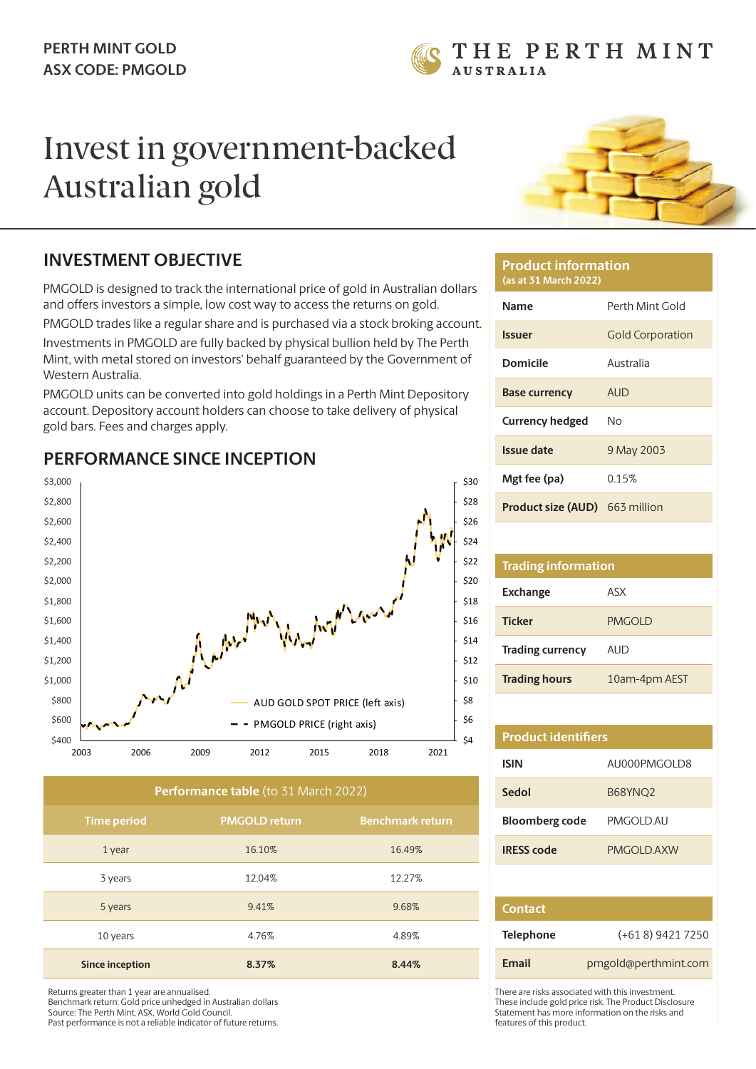PERTH MINT GOLD
ASX CODE: PMGOLD

THE PERTH MINT AUSTRALIA

# Invest in government-backed Australian gold

## INVESTMENT OBJECTIVE

PMGOLD is designed to track the international price of gold in Australian dollars and offers investors a simple, low cost way to access the returns on gold.

PMGOLD trades like a regular share and is purchased via a stock broking account.

Investments in PMGOLD are fully backed by physical bullion held by The Perth Mint, with metal stored on investors' behalf guaranteed by the Government of Western Australia.

PMGOLD units can be converted into gold holdings in a Perth Mint Depository account. Depository account holders can choose to take delivery of physical gold bars. Fees and charges apply.

## PERFORMANCE SINCE INCEPTION

AUD GOLD SPOT PRICE (left axis)
PMGOLD PRICE (right axis)

| Performance table (to 31 March 2022) | | |
|---|---|---|
| **Time period** | **PMGOLD return** | **Benchmark return** |
| 1 year | 16.10% | 16.49% |
| 3 years | 12.04% | 12.27% |
| 5 years | 9.41% | 9.68% |
| 10 years | 4.76% | 4.89% |
| **Since inception** | **8.37%** | **8.44%** |

Returns greater than 1 year are annualised.
Benchmark return: Gold price unhedged in Australian dollars
Source: The Perth Mint, ASX, World Gold Council.
Past performance is not a reliable indicator of future returns.

| Product information (as at 31 March 2022) | |
|---|---|
| **Name** | Perth Mint Gold |
| **Issuer** | Gold Corporation |
| **Domicile** | Australia |
| **Base currency** | AUD |
| **Currency hedged** | No |
| **Issue date** | 9 May 2003 |
| **Mgt fee (pa)** | 0.15% |
| **Product size (AUD)** | 663 million |

| Trading information | |
|---|---|
| **Exchange** | ASX |
| **Ticker** | PMGOLD |
| **Trading currency** | AUD |
| **Trading hours** | 10am-4pm AEST |

| Product identifiers | |
|---|---|
| **ISIN** | AU000PMGOLD8 |
| **Sedol** | B68YNQ2 |
| **Bloomberg code** | PMGOLD.AU |
| **IRESS code** | PMGOLD.AXW |

| Contact | |
|---|---|
| **Telephone** | (+61 8) 9421 7250 |
| **Email** | pmgold@perthmint.com |

There are risks associated with this investment. These include gold price risk. The Product Disclosure Statement has more information on the risks and features of this product.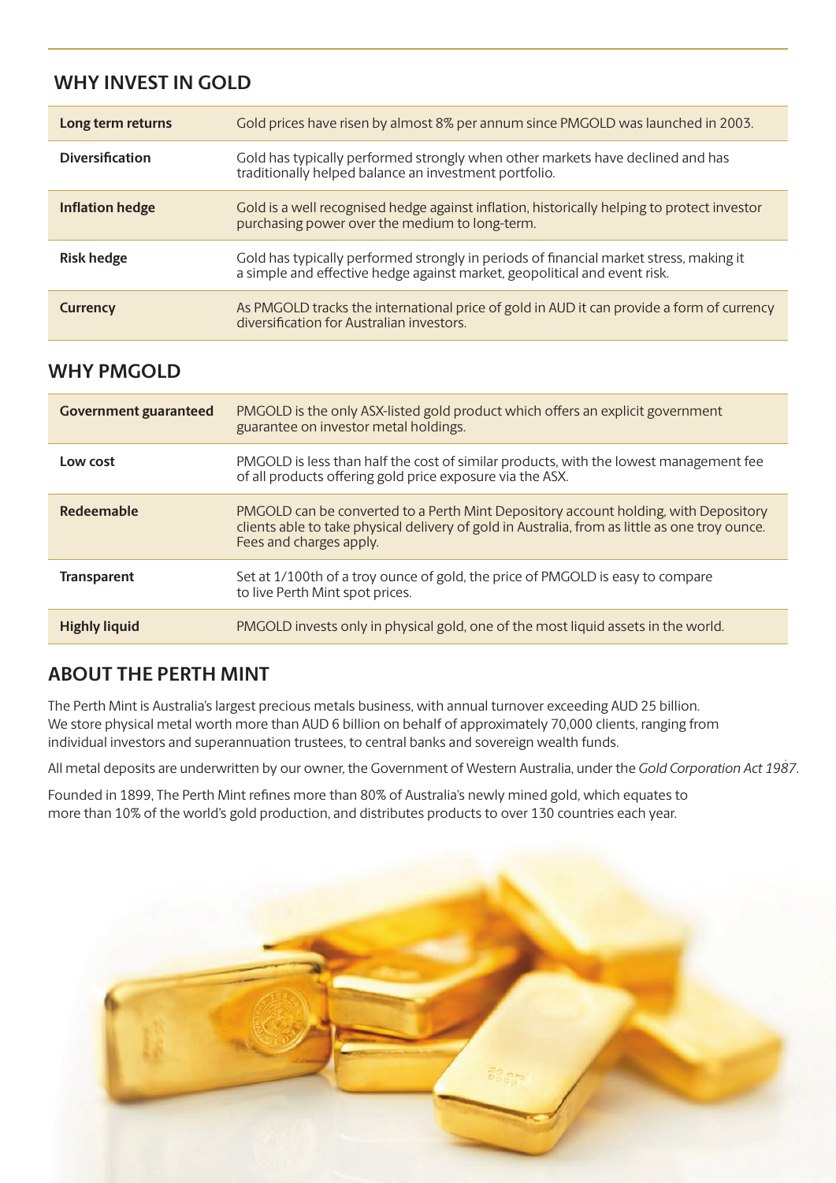## WHY INVEST IN GOLD

| | |
|---|---|
| **Long term returns** | Gold prices have risen by almost 8% per annum since PMGOLD was launched in 2003. |
| **Diversification** | Gold has typically performed strongly when other markets have declined and has traditionally helped balance an investment portfolio. |
| **Inflation hedge** | Gold is a well recognised hedge against inflation, historically helping to protect investor purchasing power over the medium to long-term. |
| **Risk hedge** | Gold has typically performed strongly in periods of financial market stress, making it a simple and effective hedge against market, geopolitical and event risk. |
| **Currency** | As PMGOLD tracks the international price of gold in AUD it can provide a form of currency diversification for Australian investors. |

## WHY PMGOLD

| | |
|---|---|
| **Government guaranteed** | PMGOLD is the only ASX-listed gold product which offers an explicit government guarantee on investor metal holdings. |
| **Low cost** | PMGOLD is less than half the cost of similar products, with the lowest management fee of all products offering gold price exposure via the ASX. |
| **Redeemable** | PMGOLD can be converted to a Perth Mint Depository account holding, with Depository clients able to take physical delivery of gold in Australia, from as little as one troy ounce. Fees and charges apply. |
| **Transparent** | Set at 1/100th of a troy ounce of gold, the price of PMGOLD is easy to compare to live Perth Mint spot prices. |
| **Highly liquid** | PMGOLD invests only in physical gold, one of the most liquid assets in the world. |

## ABOUT THE PERTH MINT

The Perth Mint is Australia's largest precious metals business, with annual turnover exceeding AUD 25 billion. We store physical metal worth more than AUD 6 billion on behalf of approximately 70,000 clients, ranging from individual investors and superannuation trustees, to central banks and sovereign wealth funds.

All metal deposits are underwritten by our owner, the Government of Western Australia, under the *Gold Corporation Act 1987*.

Founded in 1899, The Perth Mint refines more than 80% of Australia's newly mined gold, which equates to more than 10% of the world's gold production, and distributes products to over 130 countries each year.